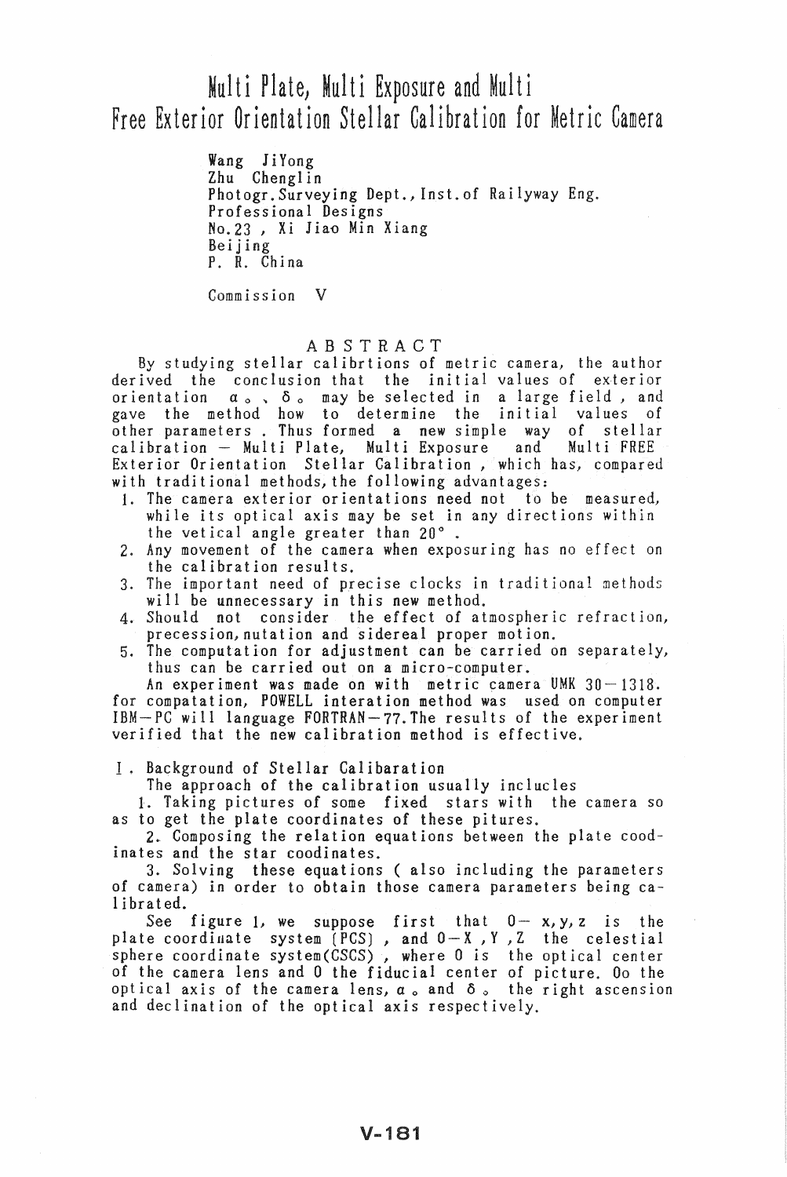# Multi Plate, Multi Exposure and Multi Free Exterior Orientation Stellar Calibration for Metric Camera

Wang JiYong
Zhu Chenglin
Photogr.Surveying Dept., Inst.of Railyway Eng.
Professional Designs
No.23 , Xi Jiao Min Xiang
Beijing
P. R. China

Commission V

## ABSTRACT

By studying stellar calibrtions of metric camera, the author derived the conclusion that the initial values of exterior orientation $\alpha_0$ 、$\delta_0$ may be selected in a large field , and gave the method how to determine the initial values of other parameters . Thus formed a new simple way of stellar calibration — Multi Plate, Multi Exposure and Multi FREE Exterior Orientation Stellar Calibration , which has, compared with traditional methods, the following advantages:

1. The camera exterior orientations need not to be measured, while its optical axis may be set in any directions within the vetical angle greater than 20° .
2. Any movement of the camera when exposuring has no effect on the calibration results.
3. The important need of precise clocks in traditional methods will be unnecessary in this new method.
4. Should not consider the effect of atmospheric refraction, precession, nutation and sidereal proper motion.
5. The computation for adjustment can be carried on separately, thus can be carried out on a micro-computer.

An experiment was made on with metric camera UMK 30—1318. for compatation, POWELL interation method was used on computer IBM—PC will language FORTRAN—77. The results of the experiment verified that the new calibration method is effective.

## I . Background of Stellar Calibaration

The approach of the calibration usually inclucles

1. Taking pictures of some fixed stars with the camera so as to get the plate coordinates of these pitures.
2. Composing the relation equations between the plate coodinates and the star coodinates.
3. Solving these equations ( also including the parameters of camera) in order to obtain those camera parameters being calibrated.

See figure 1, we suppose first that O— x,y,z is the plate coordinate system (PCS) , and O—X ,Y ,Z the celestial sphere coordinate system(CSCS) , where O is the optical center of the camera lens and O the fiducial center of picture. Oo the optical axis of the camera lens, $\alpha_0$ and $\delta_0$ the right ascension and declination of the optical axis respectively.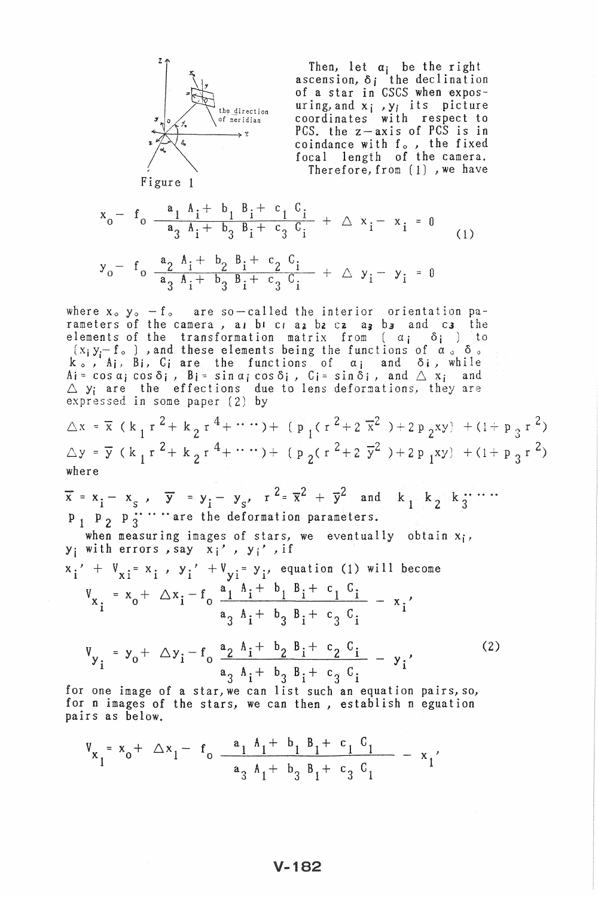Figure 1

Then, let $\alpha_i$ be the right ascension, $\delta_i$ the declination of a star in CSCS when exposuring, and $x_i$, $y_i$ its picture coordinates with respect to PCS. the z-axis of PCS is in coindance with $f_o$, the fixed focal length of the camera.

Therefore, from (1), we have

$$
\begin{aligned}
x_o - f_o \frac{a_1 A_i + b_1 B_i + c_1 C_i}{a_3 A_i + b_3 B_i + c_3 C_i} + \Delta x_i - x_i &= 0 \\
y_o - f_o \frac{a_2 A_i + b_2 B_i + c_2 C_i}{a_3 A_i + b_3 B_i + c_3 C_i} + \Delta y_i - y_i &= 0
\end{aligned}
\tag{1}
$$

where $x_o$ $y_o$ $-f_o$ are so-called the interior orientation parameters of the camera, $a_1$ $b_1$ $c_1$ $a_2$ $b_2$ $c_2$ $a_3$ $b_3$ and $c_3$ the elements of the transformation matrix from ($\alpha_i$ $\delta_i$) to ($x_i$ $y_i$ $-f_o$), and these elements being the functions of $\alpha_o$ $\delta_o$ $k_o$, $A_i$, $B_i$, $C_i$ are the functions of $\alpha_i$ and $\delta_i$, while $A_i = \cos\alpha_i \cos\delta_i$, $B_i = \sin\alpha_i \cos\delta_i$, $C_i = \sin\delta_i$, and $\Delta x_i$ and $\Delta y_i$ are the effections due to lens deformations, they are expressed in some paper (2) by

$$
\Delta x = \bar{x}\,(k_1 r^2 + k_2 r^4 + \cdots) + [\,p_1 (r^2 + 2\bar{x}^2) + 2 p_2 xy\,] + (1 + p_3 r^2)
$$

$$
\Delta y = \bar{y}\,(k_1 r^2 + k_2 r^4 + \cdots) + [\,p_2 (r^2 + 2\bar{y}^2) + 2 p_1 xy\,] + (1 + p_3 r^2)
$$

where

$\bar{x} = x_i - x_s$, $\bar{y} = y_i - y_s$, $r^2 = \bar{x}^2 + \bar{y}^2$ and $k_1$ $k_2$ $k_3 \cdots\cdots$ $p_1$ $p_2$ $p_3 \cdots\cdots$ are the deformation parameters.

when measuring images of stars, we eventually obtain $x_i$, $y_i$ with errors, say $x_i'$, $y_i'$, if

$x_i' + V_{xi} = x_i$, $y_i' + V_{yi} = y_i$, equation (1) will become

$$
\begin{aligned}
V_{x_i} &= x_o + \Delta x_i - f_o \frac{a_1 A_i + b_1 B_i + c_1 C_i}{a_3 A_i + b_3 B_i + c_3 C_i} - x_i' \\
V_{y_i} &= y_o + \Delta y_i - f_o \frac{a_2 A_i + b_2 B_i + c_2 C_i}{a_3 A_i + b_3 B_i + c_3 C_i} - y_i'
\end{aligned}
\tag{2}
$$

for one image of a star, we can list such an equation pairs, so, for n images of the stars, we can then, establish n eguation pairs as below.

$$
V_{x_1} = x_o + \Delta x_1 - f_o \frac{a_1 A_1 + b_1 B_1 + c_1 C_1}{a_3 A_1 + b_3 B_1 + c_3 C_1} - x_1'
$$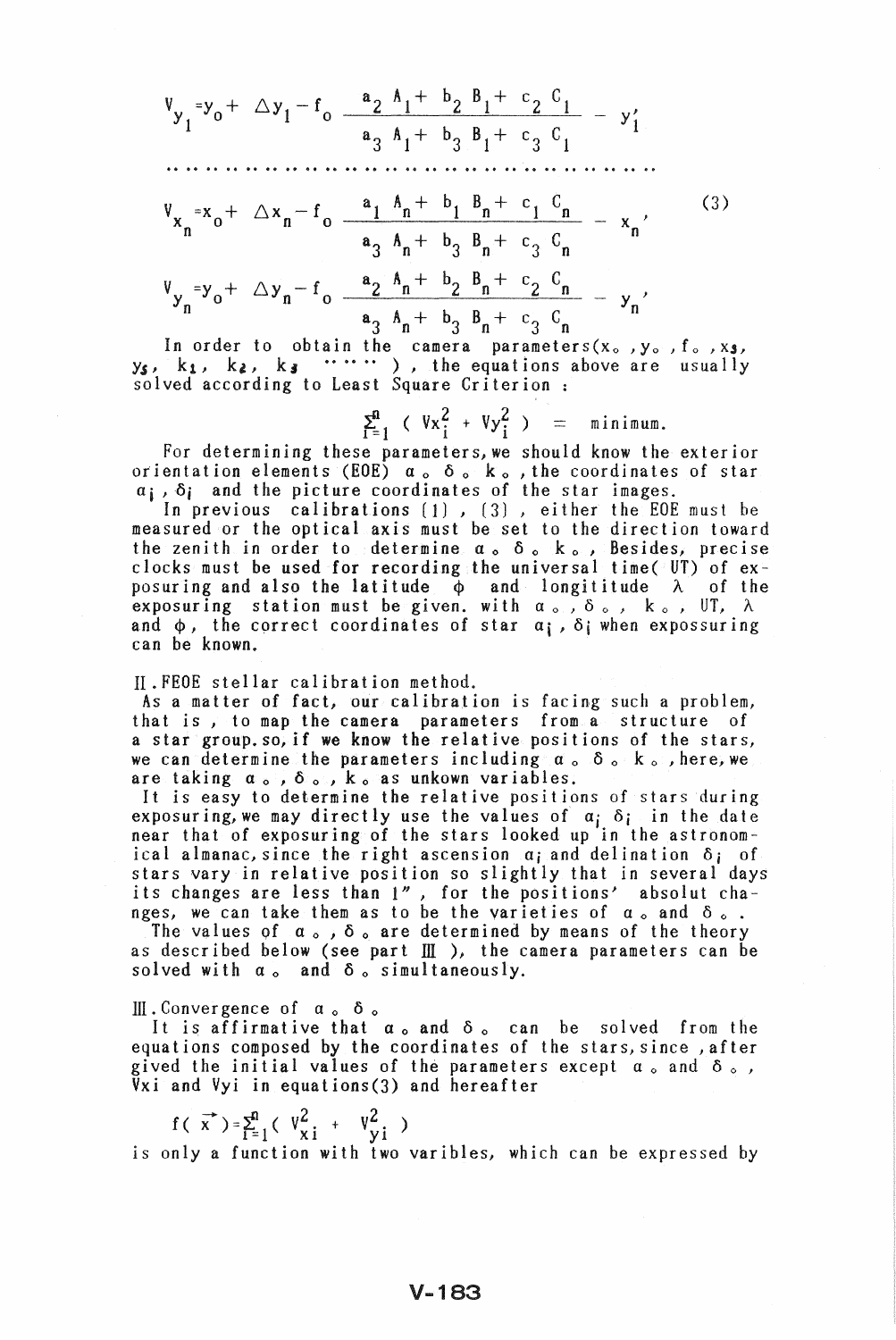$$V_{y_1} = y_o + \Delta y_1 - f_o \frac{a_2 A_1 + b_2 B_1 + c_2 C_1}{a_3 A_1 + b_3 B_1 + c_3 C_1} - y_1'$$

.....................................................

$$V_{x_n} = x_o + \Delta x_n - f_o \frac{a_1 A_n + b_1 B_n + c_1 C_n}{a_3 A_n + b_3 B_n + c_3 C_n} - x_n' \tag{3}$$

$$V_{y_n} = y_o + \Delta y_n - f_o \frac{a_2 A_n + b_2 B_n + c_2 C_n}{a_3 A_n + b_3 B_n + c_3 C_n} - y_n'$$

In order to obtain the camera parameters($x_o$ ,$y_o$ ,$f_o$ ,$x_s$, $y_s$, $k_1$, $k_2$, $k_3$ ......) , the equations above are usually solved according to Least Square Criterion :

$$\sum_{i=1}^{n} ( Vx_i^2 + Vy_i^2 ) = \text{minimum}.$$

For determining these parameters,we should know the exterior orientation elements (EOE) $\alpha_o$ $\delta_o$ $k_o$ ,the coordinates of star $\alpha_i$ , $\delta_i$ and the picture coordinates of the star images.

In previous calibrations [1] , [3] , either the EOE must be measured or the optical axis must be set to the direction toward the zenith in order to determine $\alpha_o$ $\delta_o$ $k_o$ , Besides, precise clocks must be used for recording the universal time( UT) of exposuring and also the latitude $\phi$ and longititude $\lambda$ of the exposuring station must be given. with $\alpha_o$ , $\delta_o$ , $k_o$ , UT, $\lambda$ and $\phi$, the correct coordinates of star $\alpha_i$ , $\delta_i$ when expossuring can be known.

## II.FEOE stellar calibration method.

As a matter of fact, our calibration is facing such a problem, that is , to map the camera parameters from a structure of a star group.so,if we know the relative positions of the stars, we can determine the parameters including $\alpha_o$ $\delta_o$ $k_o$ ,here,we are taking $\alpha_o$ , $\delta_o$ , $k_o$ as unkown variables.

It is easy to determine the relative positions of stars during exposuring,we may directly use the values of $\alpha_i$ $\delta_i$ in the date near that of exposuring of the stars looked up in the astronomical almanac,since the right ascension $\alpha_i$ and delination $\delta_i$ of stars vary in relative position so slightly that in several days its changes are less than 1" , for the positions' absolut changes, we can take them as to be the varieties of $\alpha_o$ and $\delta_o$ .

The values of $\alpha_o$ , $\delta_o$ are determined by means of the theory as described below (see part III ), the camera parameters can be solved with $\alpha_o$ and $\delta_o$ simultaneously.

## III.Convergence of $\alpha_o$ $\delta_o$

It is affirmative that $\alpha_o$ and $\delta_o$ can be solved from the equations composed by the coordinates of the stars,since ,after gived the initial values of the parameters except $\alpha_o$ and $\delta_o$ , Vxi and Vyi in equations(3) and hereafter

$$f( \vec{x} ) = \sum_{i=1}^{n} ( V_{xi}^2 + V_{yi}^2 )$$

is only a function with two varibles, which can be expressed by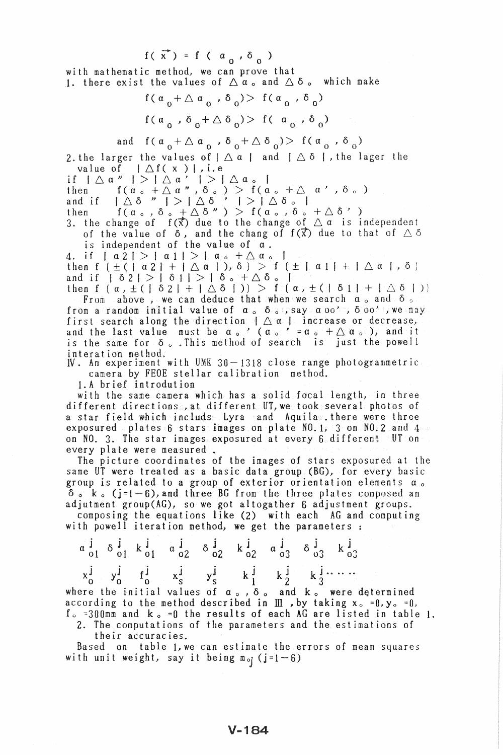$$f(\vec{x}) = f(\alpha_0, \delta_0)$$

with mathematic method, we can prove that

1. there exist the values of $\Delta\alpha_0$ and $\Delta\delta_0$ which make

$$f(\alpha_0+\Delta\alpha_0, \delta_0) > f(\alpha_0, \delta_0)$$

$$f(\alpha_0, \delta_0+\Delta\delta_0) > f(\alpha_0, \delta_0)$$

and $$f(\alpha_0+\Delta\alpha_0, \delta_0+\Delta\delta_0) > f(\alpha_0, \delta_0)$$

2. the larger the values of $|\Delta\alpha|$ and $|\Delta\delta|$, the lager the value of $|\Delta f(x)|$, i.e

if $|\Delta\alpha''| > |\Delta\alpha'| > |\Delta\alpha_0|$

then $f(\alpha_0+\Delta\alpha'', \delta_0) > f(\alpha_0+\Delta\alpha', \delta_0)$

and if $|\Delta\delta''| > |\Delta\delta'| > |\Delta\delta_0|$

then $f(\alpha_0, \delta_0+\Delta\delta'') > f(\alpha_0, \delta_0+\Delta\delta')$

3. the change of $f(\vec{x})$ due to the change of $\Delta\alpha$ is independent of the value of $\delta$, and the chang of $f(\vec{x})$ due to that of $\Delta\delta$ is independent of the value of $\alpha$.

4. if $|\alpha 2| > |\alpha 1| > |\alpha_0+\Delta\alpha_0|$

then $f(\pm(|\alpha 2| + |\Delta\alpha|), \delta) > f(\pm|\alpha 1| + |\Delta\alpha|, \delta)$

and if $|\delta 2| > |\delta 1| > |\delta_0+\Delta\delta_0|$

then $f(\alpha, \pm(|\delta 2| + |\Delta\delta|)) > f(\alpha, \pm(|\delta 1| + |\Delta\delta|))$

From above, we can deduce that when we search $\alpha_0$ and $\delta_0$ from a random initial value of $\alpha_0$ $\delta_0$, say $\alpha_{00}'$, $\delta_{00}'$, we may first search along the direction $|\Delta\alpha|$ increase or decrease, and the last value must be $\alpha_0'$ ($\alpha_0' = \alpha_0 + \Delta\alpha_0$), and it is the same for $\delta_0$. This method of search is just the powell interation method.

## Ⅳ. An experiment with UMK 30－1318 close range photogrammetric camera by FEOE stellar calibration method.

### 1. A brief introdution

with the same camera which has a solid focal length, in three different directions, at different UT, we took several photos of a star field which includs Lyra and Aquila. there were three exposured plates 6 stars images on plate NO.1, 3 on NO.2 and 4 on NO. 3. The star images exposured at every 6 different UT on every plate were measured.

The picture coordinates of the images of stars exposured at the same UT were treated as a basic data group (BG), for every basic group is related to a group of exterior orientation elements $\alpha_0$ $\delta_0$ $k_0$ (j=1－6), and three BG from the three plates composed an adjutment group(AG), so we got altogather 6 adjustment groups.

composing the equations like (2) with each AG and computing with powell iteration method, we get the parameters :

$$\alpha^j_{01} \quad \delta^j_{01} \quad k^j_{01} \quad \alpha^j_{02} \quad \delta^j_{02} \quad k^j_{02} \quad \alpha^j_{03} \quad \delta^j_{03} \quad k^j_{03}$$

$$x^j_0 \quad y^j_0 \quad f^j_0 \quad x^j_s \quad y^j_s \quad k^j_1 \quad k^j_2 \quad k^j_3 \cdots\cdots$$

where the initial values of $\alpha_0$, $\delta_0$ and $k_0$ were determined according to the method described in Ⅲ, by taking $x_0=0$, $y_0=0$, $f_0=300$mm and $k_0=0$ the results of each AG are listed in table 1.

### 2. The computations of the parameters and the estimations of their accuracies.

Based on table 1, we can estimate the errors of mean squares with unit weight, say it being $m_{oj}$ (j=1－6)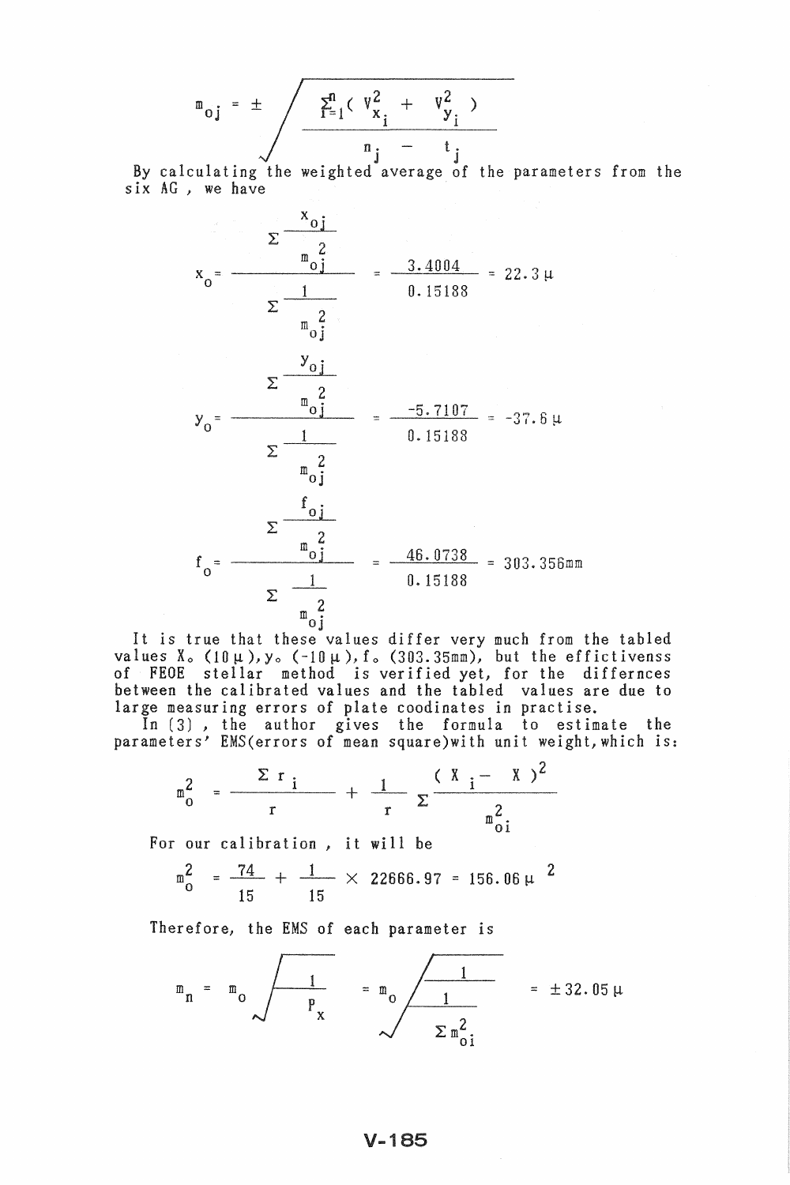$$m_{oj} = \pm \sqrt{\frac{\sum_{i=1}^{n} ( V_{x_i}^2 + V_{y_i}^2 )}{n_j - t_j}}$$

By calculating the weighted average of the parameters from the six AG , we have

$$x_o = \frac{\Sigma \frac{x_{oj}}{m_{oj}^2}}{\Sigma \frac{1}{m_{oj}^2}} = \frac{3.4004}{0.15188} = 22.3\,\mu$$

$$y_o = \frac{\Sigma \frac{y_{oj}}{m_{oj}^2}}{\Sigma \frac{1}{m_{oj}^2}} = \frac{-5.7107}{0.15188} = -37.6\,\mu$$

$$f_o = \frac{\Sigma \frac{f_{oj}}{m_{oj}^2}}{\Sigma \frac{1}{m_{oj}^2}} = \frac{46.0738}{0.15188} = 303.356\text{mm}$$

It is true that these values differ very much from the tabled values $X_o$ (10 μ), $y_o$ (-10 μ), $f_o$ (303.35mm), but the effictivenss of FEOE stellar method is verified yet, for the differnces between the calibrated values and the tabled values are due to large measuring errors of plate coodinates in practise.

In [3] , the author gives the formula to estimate the parameters' EMS(errors of mean square)with unit weight, which is:

$$m_o^2 = \frac{\Sigma r_i}{r} + \frac{1}{r} \Sigma \frac{( X_i - X )^2}{m_{oi}^2}$$

For our calibration , it will be

$$m_o^2 = \frac{74}{15} + \frac{1}{15} \times 22666.97 = 156.06\,\mu^2$$

Therefore, the EMS of each parameter is

$$m_n = m_o \sqrt{\frac{1}{P_x}} = m_o \sqrt{\frac{1}{\frac{1}{\Sigma m_{oi}^2}}} = \pm 32.05\,\mu$$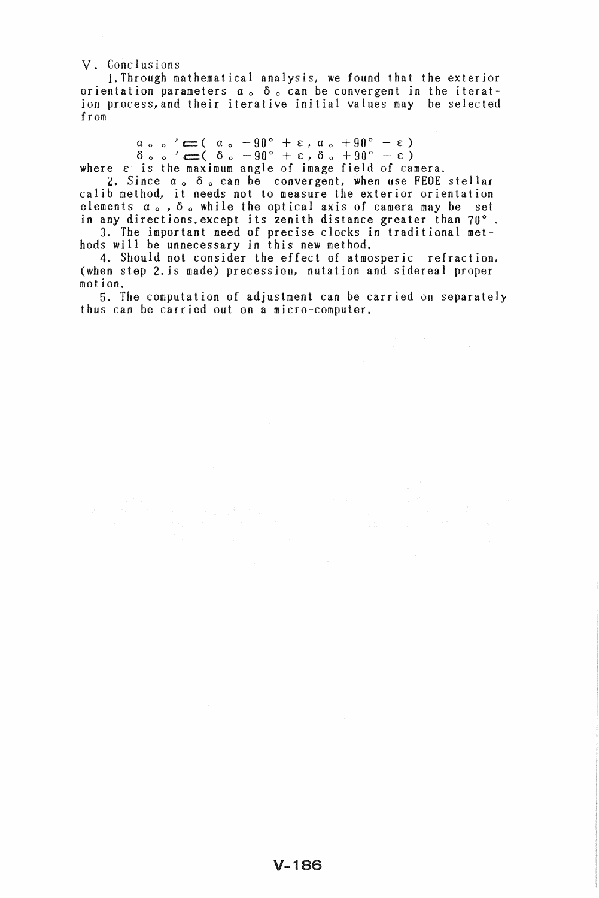## V. Conclusions

1. Through mathematical analysis, we found that the exterior orientation parameters $\alpha_o$ $\delta_o$ can be convergent in the iteration process, and their iterative initial values may be selected from

$$\alpha_{oo}' \subset (\alpha_o - 90^\circ + \varepsilon, \alpha_o + 90^\circ - \varepsilon)$$
$$\delta_{oo}' \subset (\delta_o - 90^\circ + \varepsilon, \delta_o + 90^\circ - \varepsilon)$$

where $\varepsilon$ is the maximum angle of image field of camera.

2. Since $\alpha_o$ $\delta_o$ can be convergent, when use FEOE stellar calib method, it needs not to measure the exterior orientation elements $\alpha_o$, $\delta_o$ while the optical axis of camera may be set in any directions.except its zenith distance greater than 70°.

3. The important need of precise clocks in traditional methods will be unnecessary in this new method.

4. Should not consider the effect of atmosperic refraction, (when step 2. is made) precession, nutation and sidereal proper motion.

5. The computation of adjustment can be carried on separately thus can be carried out on a micro-computer.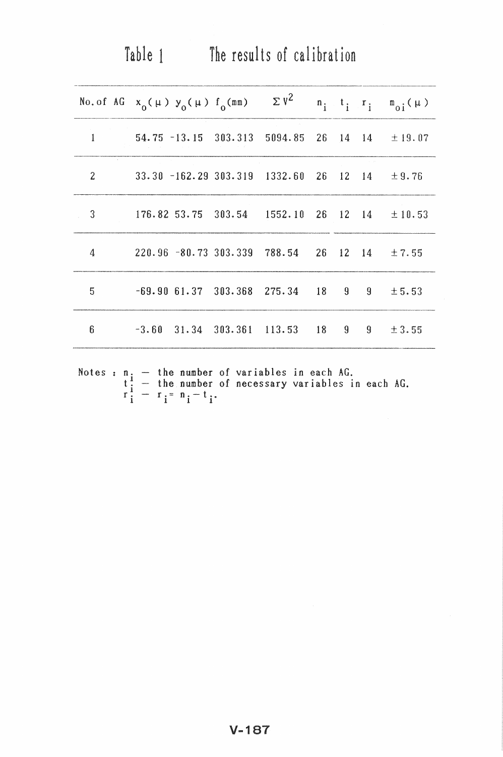Table 1 The results of calibration

| No. of AG | $x_0(\mu)$ | $y_0(\mu)$ | $f_0$(mm) | $\Sigma V^2$ | $n_i$ | $t_i$ | $r_i$ | $m_{oi}(\mu)$ |
|---|---|---|---|---|---|---|---|---|
| 1 | 54.75 | -13.15 | 303.313 | 5094.85 | 26 | 14 | 14 | ±19.07 |
| 2 | 33.30 | -162.29 | 303.319 | 1332.60 | 26 | 12 | 14 | ±9.76 |
| 3 | 176.82 | 53.75 | 303.54 | 1552.10 | 26 | 12 | 14 | ±10.53 |
| 4 | 220.96 | -80.73 | 303.339 | 788.54 | 26 | 12 | 14 | ±7.55 |
| 5 | -69.90 | 61.37 | 303.368 | 275.34 | 18 | 9 | 9 | ±5.53 |
| 6 | -3.60 | 31.34 | 303.361 | 113.53 | 18 | 9 | 9 | ±3.55 |

Notes : $n_i$ — the number of variables in each AG.
$t_i$ — the number of necessary variables in each AG.
$r_i$ — $r_i = n_i - t_i$.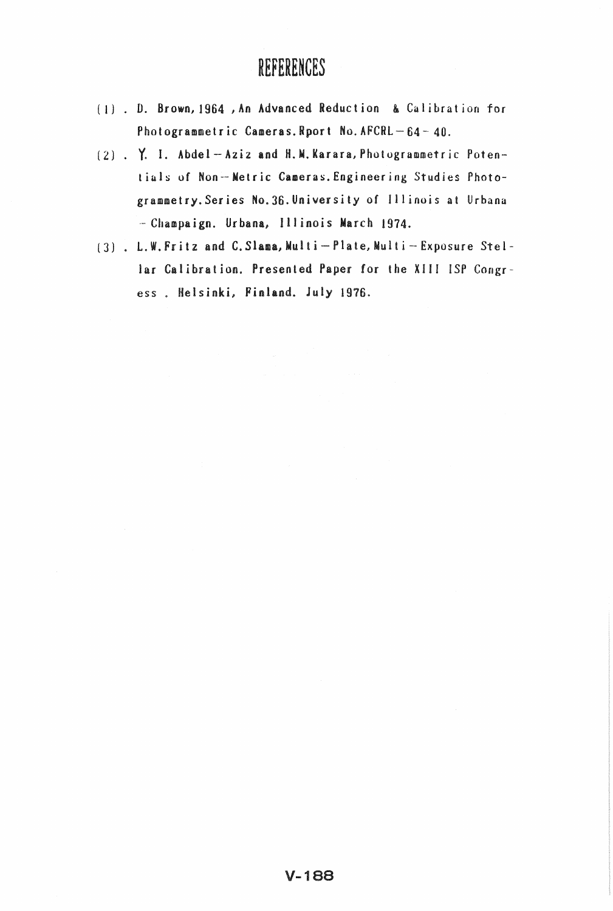# REFERENCES

(1) . D. Brown, 1964 , An Advanced Reduction & Calibration for Photogrammetric Cameras. Rport No. AFCRL－64－40.

(2) . Y. I. Abdel－Aziz and H. M. Karara, Photogrammetric Potentials of Non－Metric Cameras. Engineering Studies Photogrammetry. Series No. 36. University of Illinois at Urbana－Champaign. Urbana, Illinois March 1974.

(3) . L. W. Fritz and C. Slama, Multi－Plate, Multi－Exposure Stellar Calibration. Presented Paper for the XIII ISP Congress . Helsinki, Finland. July 1976.